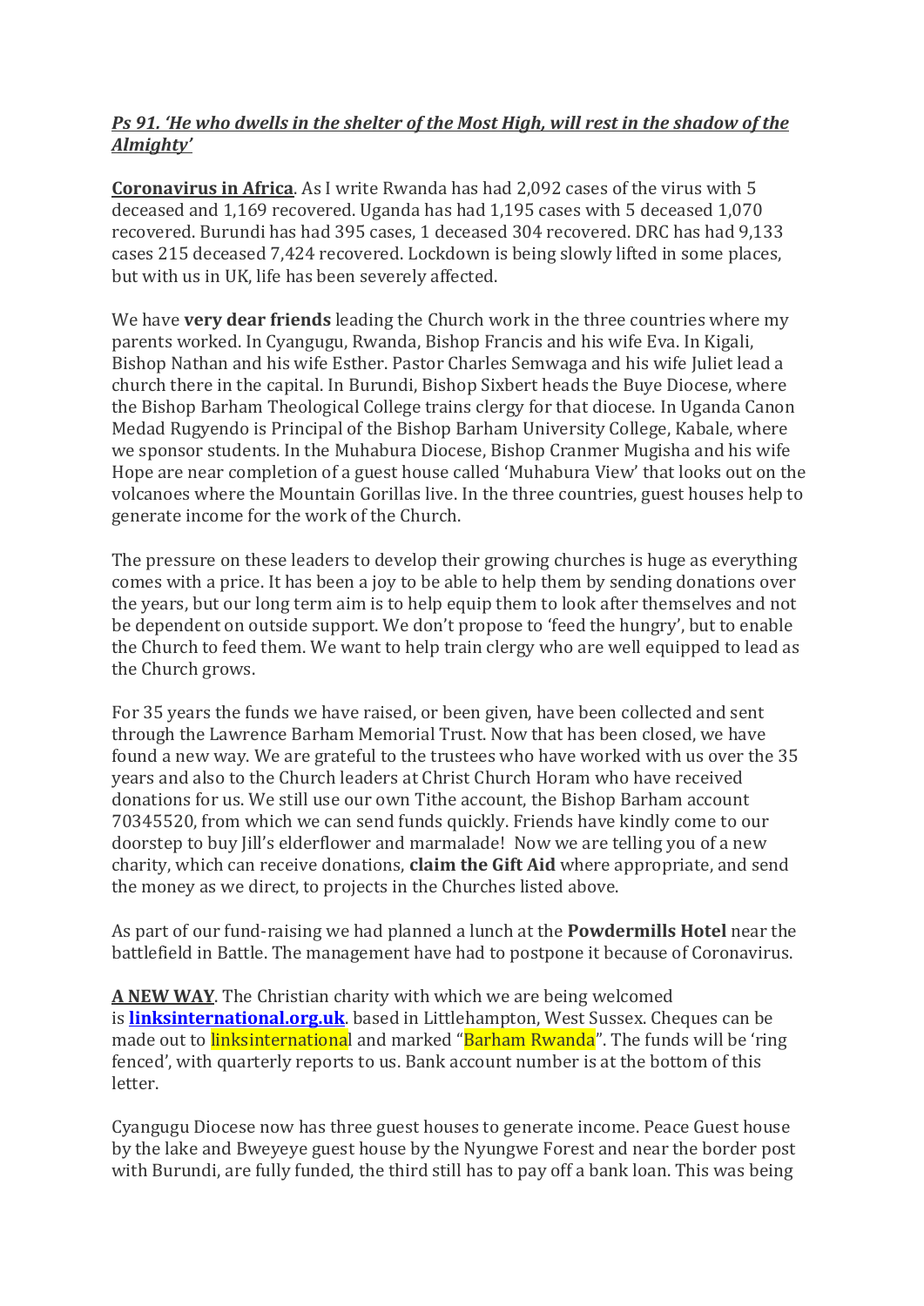***Ps 91. 'He who dwells in the shelter of the Most High, will rest in the shadow of the Almighty'***

**Coronavirus in Africa**. As I write Rwanda has had 2,092 cases of the virus with 5 deceased and 1,169 recovered. Uganda has had 1,195 cases with 5 deceased 1,070 recovered. Burundi has had 395 cases, 1 deceased 304 recovered. DRC has had 9,133 cases 215 deceased 7,424 recovered. Lockdown is being slowly lifted in some places, but with us in UK, life has been severely affected.

We have **very dear friends** leading the Church work in the three countries where my parents worked. In Cyangugu, Rwanda, Bishop Francis and his wife Eva. In Kigali, Bishop Nathan and his wife Esther. Pastor Charles Semwaga and his wife Juliet lead a church there in the capital. In Burundi, Bishop Sixbert heads the Buye Diocese, where the Bishop Barham Theological College trains clergy for that diocese. In Uganda Canon Medad Rugyendo is Principal of the Bishop Barham University College, Kabale, where we sponsor students. In the Muhabura Diocese, Bishop Cranmer Mugisha and his wife Hope are near completion of a guest house called 'Muhabura View' that looks out on the volcanoes where the Mountain Gorillas live. In the three countries, guest houses help to generate income for the work of the Church.

The pressure on these leaders to develop their growing churches is huge as everything comes with a price. It has been a joy to be able to help them by sending donations over the years, but our long term aim is to help equip them to look after themselves and not be dependent on outside support. We don't propose to 'feed the hungry', but to enable the Church to feed them. We want to help train clergy who are well equipped to lead as the Church grows.

For 35 years the funds we have raised, or been given, have been collected and sent through the Lawrence Barham Memorial Trust. Now that has been closed, we have found a new way. We are grateful to the trustees who have worked with us over the 35 years and also to the Church leaders at Christ Church Horam who have received donations for us. We still use our own Tithe account, the Bishop Barham account 70345520, from which we can send funds quickly. Friends have kindly come to our doorstep to buy Jill's elderflower and marmalade! Now we are telling you of a new charity, which can receive donations, **claim the Gift Aid** where appropriate, and send the money as we direct, to projects in the Churches listed above.

As part of our fund-raising we had planned a lunch at the **Powdermills Hotel** near the battlefield in Battle. The management have had to postpone it because of Coronavirus.

**A NEW WAY**. The Christian charity with which we are being welcomed is **linksinternational.org.uk**. based in Littlehampton, West Sussex. Cheques can be made out to linksinternational and marked "Barham Rwanda". The funds will be 'ring fenced', with quarterly reports to us. Bank account number is at the bottom of this letter.

Cyangugu Diocese now has three guest houses to generate income. Peace Guest house by the lake and Bweyeye guest house by the Nyungwe Forest and near the border post with Burundi, are fully funded, the third still has to pay off a bank loan. This was being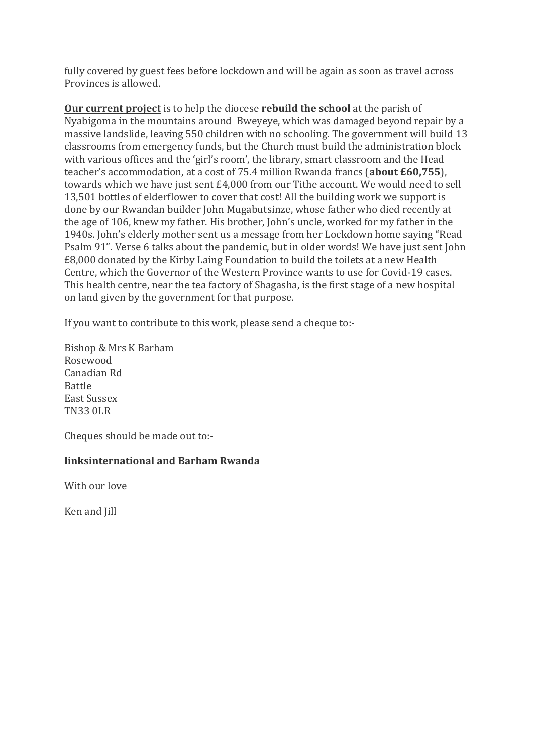fully covered by guest fees before lockdown and will be again as soon as travel across Provinces is allowed.

**<u>Our current project</u>** is to help the diocese **rebuild the school** at the parish of Nyabigoma in the mountains around Bweyeye, which was damaged beyond repair by a massive landslide, leaving 550 children with no schooling. The government will build 13 classrooms from emergency funds, but the Church must build the administration block with various offices and the 'girl's room', the library, smart classroom and the Head teacher's accommodation, at a cost of 75.4 million Rwanda francs (**about £60,755**), towards which we have just sent £4,000 from our Tithe account. We would need to sell 13,501 bottles of elderflower to cover that cost! All the building work we support is done by our Rwandan builder John Mugabutsinze, whose father who died recently at the age of 106, knew my father. His brother, John's uncle, worked for my father in the 1940s. John's elderly mother sent us a message from her Lockdown home saying "Read Psalm 91". Verse 6 talks about the pandemic, but in older words! We have just sent John £8,000 donated by the Kirby Laing Foundation to build the toilets at a new Health Centre, which the Governor of the Western Province wants to use for Covid-19 cases. This health centre, near the tea factory of Shagasha, is the first stage of a new hospital on land given by the government for that purpose.

If you want to contribute to this work, please send a cheque to:-

Bishop & Mrs K Barham
Rosewood
Canadian Rd
Battle
East Sussex
TN33 0LR

Cheques should be made out to:-

**linksinternational and Barham Rwanda**

With our love

Ken and Jill